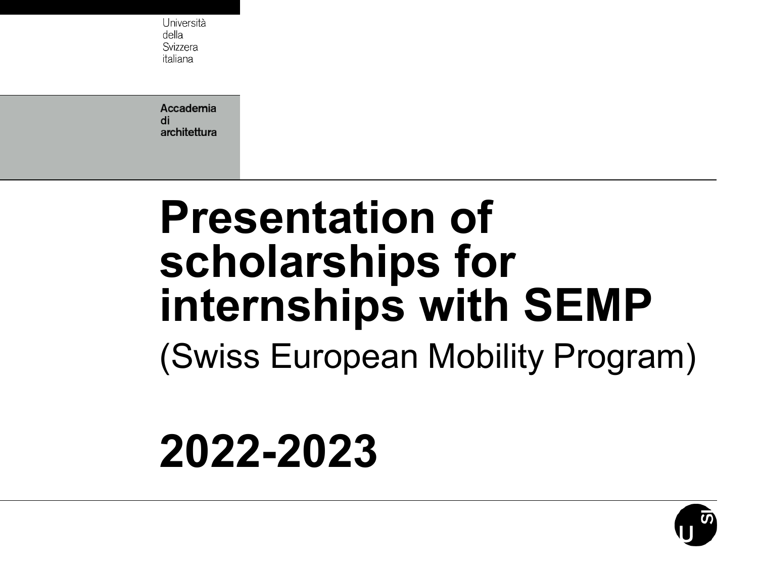Università
della
Svizzera
italiana

**Accademia
di
architettura**

# Presentation of scholarships for internships with SEMP

(Swiss European Mobility Program)

# 2022-2023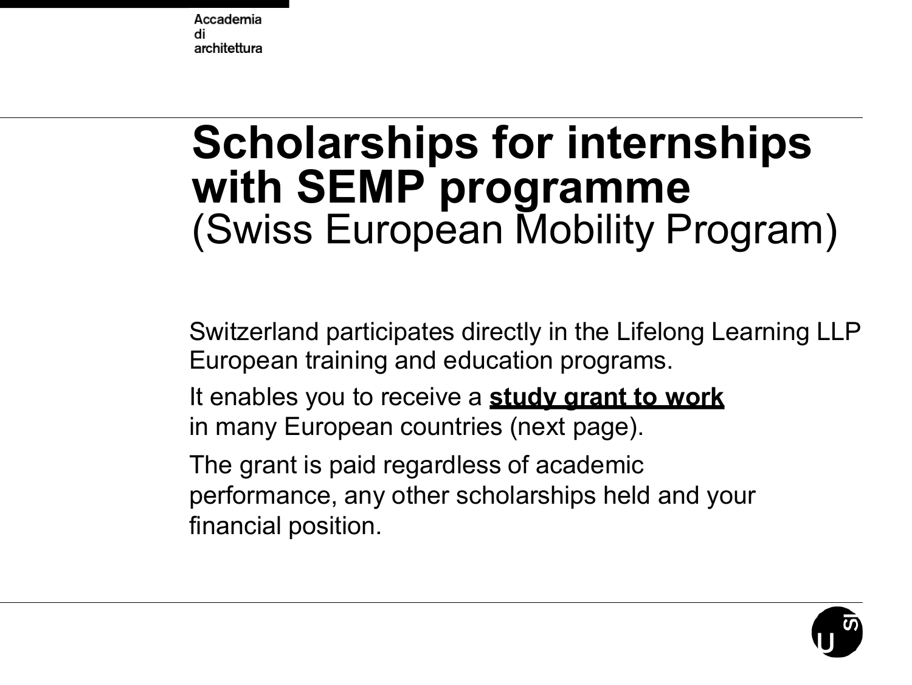# Scholarships for internships with SEMP programme

(Swiss European Mobility Program)

Switzerland participates directly in the Lifelong Learning LLP European training and education programs.

It enables you to receive a **study grant to work** in many European countries (next page).

The grant is paid regardless of academic performance, any other scholarships held and your financial position.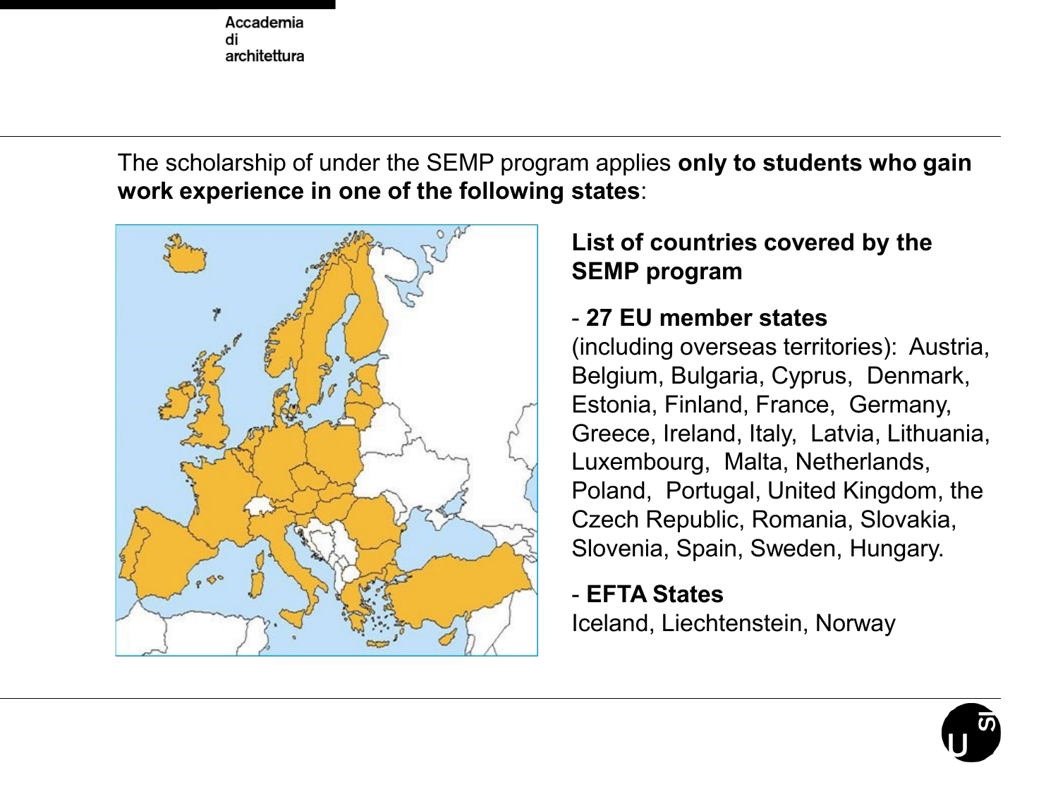The scholarship of under the SEMP program applies **only to students who gain work experience in one of the following states**:

**List of countries covered by the SEMP program**

- **27 EU member states**
(including overseas territories): Austria, Belgium, Bulgaria, Cyprus, Denmark, Estonia, Finland, France, Germany, Greece, Ireland, Italy, Latvia, Lithuania, Luxembourg, Malta, Netherlands, Poland, Portugal, United Kingdom, the Czech Republic, Romania, Slovakia, Slovenia, Spain, Sweden, Hungary.

- **EFTA States**
Iceland, Liechtenstein, Norway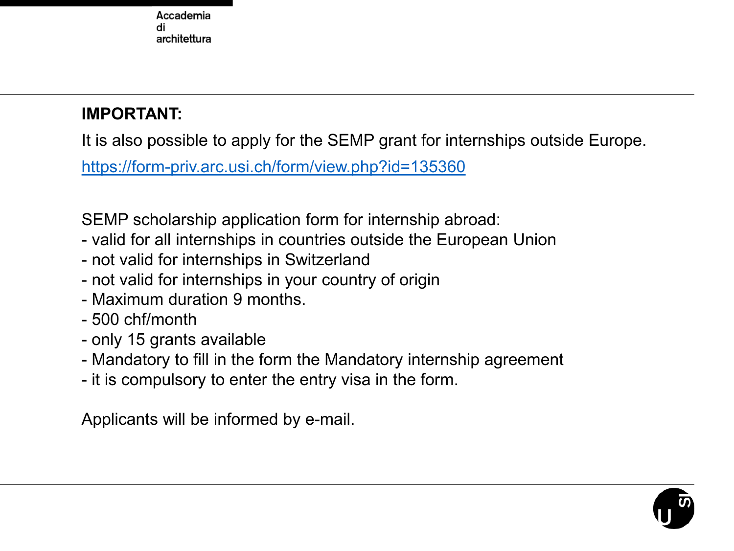**IMPORTANT:**

It is also possible to apply for the SEMP grant for internships outside Europe.

https://form-priv.arc.usi.ch/form/view.php?id=135360

SEMP scholarship application form for internship abroad:

- valid for all internships in countries outside the European Union
- not valid for internships in Switzerland
- not valid for internships in your country of origin
- Maximum duration 9 months.
- 500 chf/month
- only 15 grants available
- Mandatory to fill in the form the Mandatory internship agreement
- it is compulsory to enter the entry visa in the form.

Applicants will be informed by e-mail.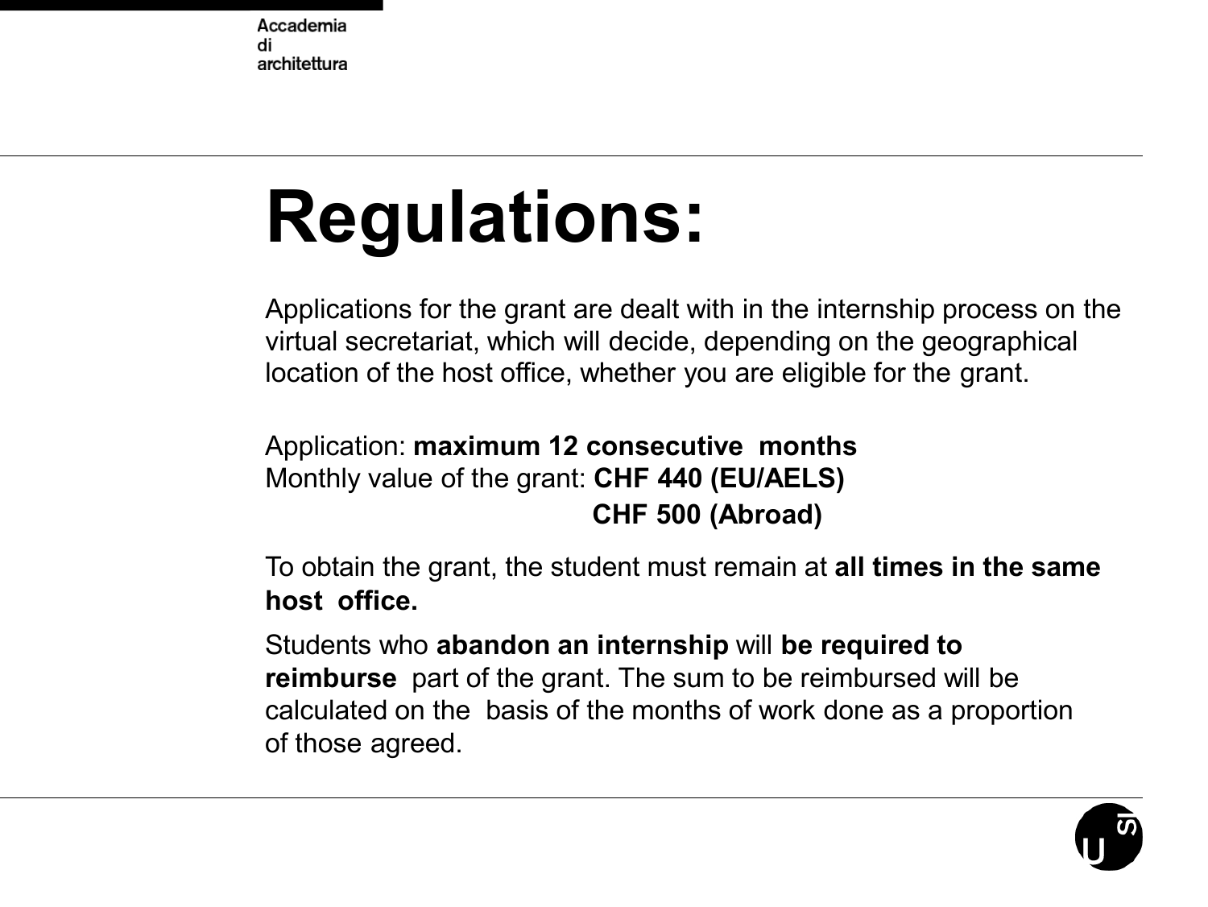# Regulations:

Applications for the grant are dealt with in the internship process on the virtual secretariat, which will decide, depending on the geographical location of the host office, whether you are eligible for the grant.

Application: **maximum 12 consecutive months**
Monthly value of the grant: **CHF 440 (EU/AELS)**
**CHF 500 (Abroad)**

To obtain the grant, the student must remain at **all times in the same host office.**

Students who **abandon an internship** will **be required to reimburse** part of the grant. The sum to be reimbursed will be calculated on the basis of the months of work done as a proportion of those agreed.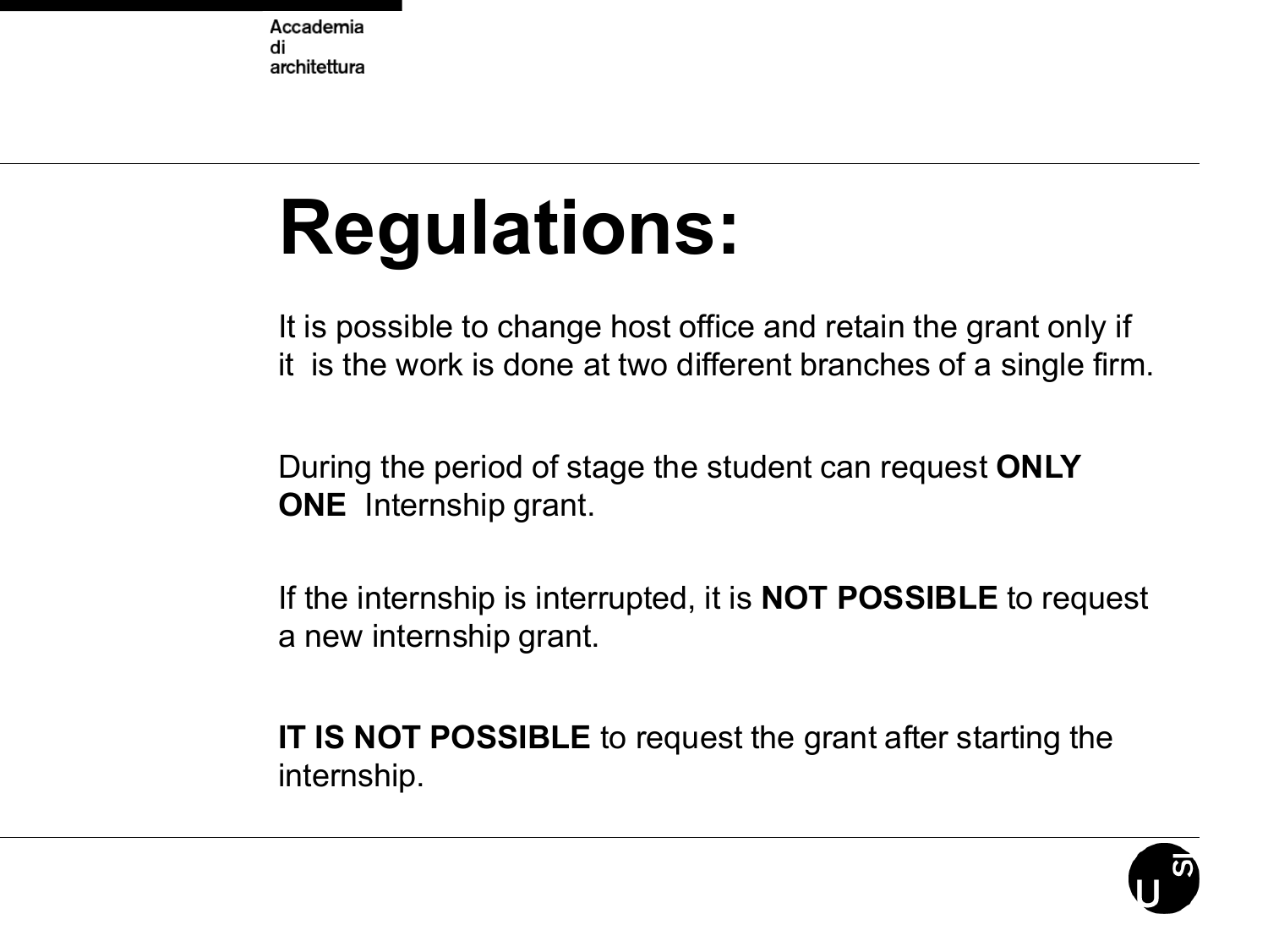# Regulations:

It is possible to change host office and retain the grant only if it is the work is done at two different branches of a single firm.

During the period of stage the student can request **ONLY ONE** Internship grant.

If the internship is interrupted, it is **NOT POSSIBLE** to request a new internship grant.

**IT IS NOT POSSIBLE** to request the grant after starting the internship.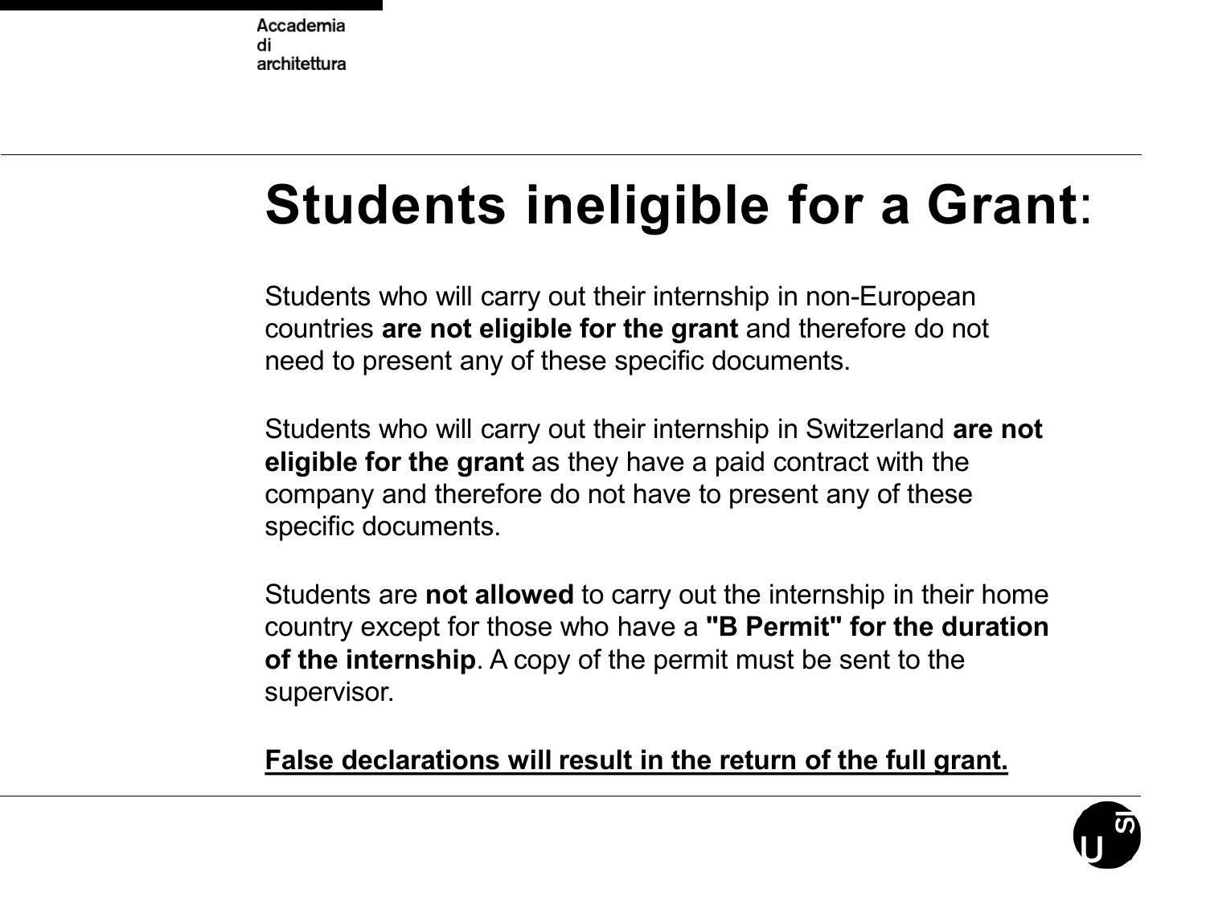# Students ineligible for a Grant:

Students who will carry out their internship in non-European countries **are not eligible for the grant** and therefore do not need to present any of these specific documents.

Students who will carry out their internship in Switzerland **are not eligible for the grant** as they have a paid contract with the company and therefore do not have to present any of these specific documents.

Students are **not allowed** to carry out the internship in their home country except for those who have a **"B Permit" for the duration of the internship**. A copy of the permit must be sent to the supervisor.

<u>**False declarations will result in the return of the full grant.**</u>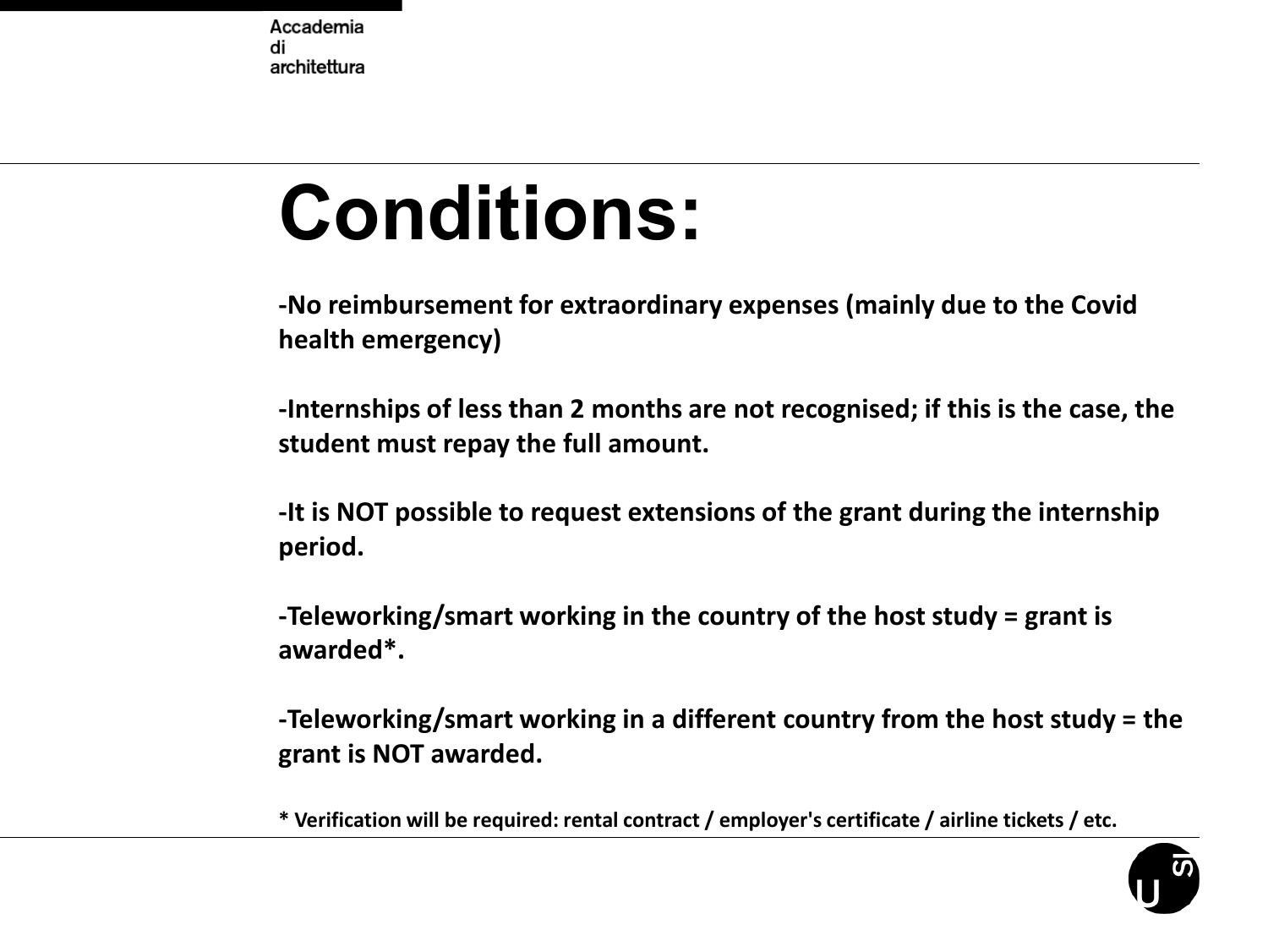# Conditions:

**-No reimbursement for extraordinary expenses (mainly due to the Covid health emergency)**

**-Internships of less than 2 months are not recognised; if this is the case, the student must repay the full amount.**

**-It is NOT possible to request extensions of the grant during the internship period.**

**-Teleworking/smart working in the country of the host study = grant is awarded*.**

**-Teleworking/smart working in a different country from the host study = the grant is NOT awarded.**

**\* Verification will be required: rental contract / employer's certificate / airline tickets / etc.**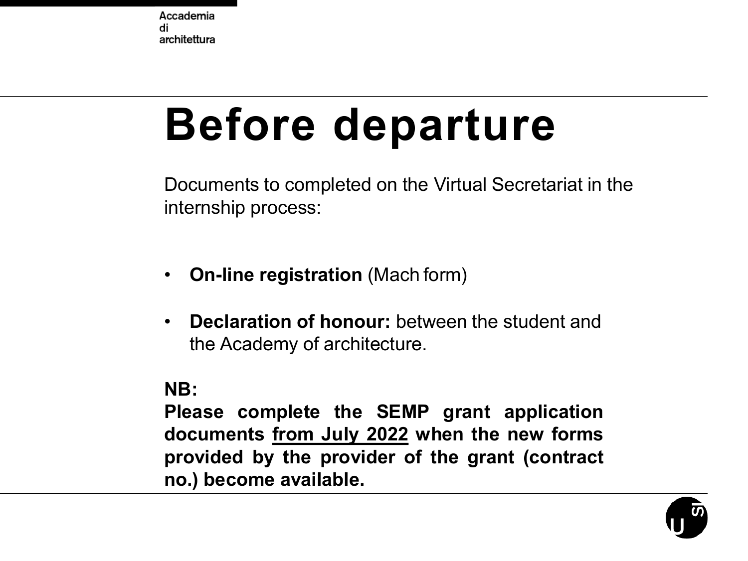# Before departure

Documents to completed on the Virtual Secretariat in the internship process:

- **On-line registration** (Mach form)
- **Declaration of honour:** between the student and the Academy of architecture.

**NB:**
**Please complete the SEMP grant application documents <u>from July 2022</u> when the new forms provided by the provider of the grant (contract no.) become available.**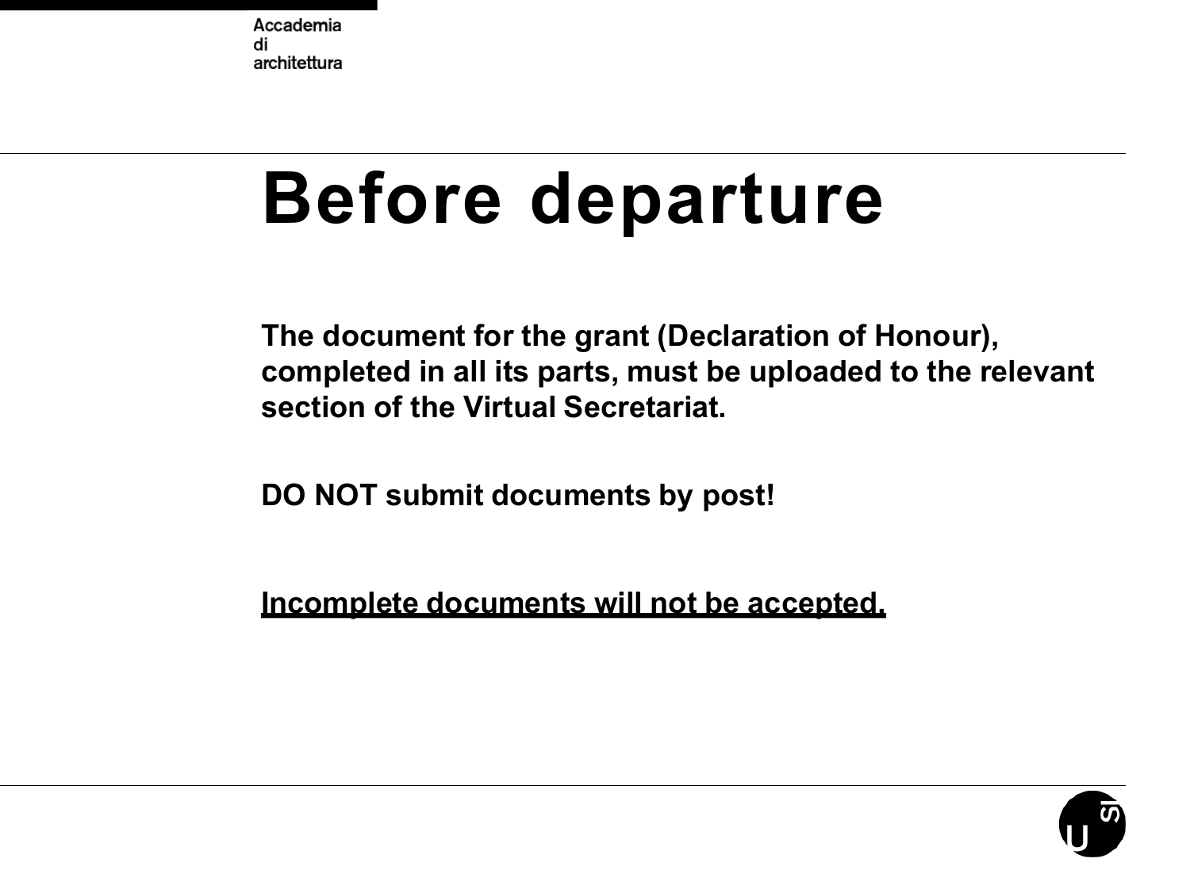# Before departure

**The document for the grant (Declaration of Honour), completed in all its parts, must be uploaded to the relevant section of the Virtual Secretariat.**

**DO NOT submit documents by post!**

**<u>Incomplete documents will not be accepted.</u>**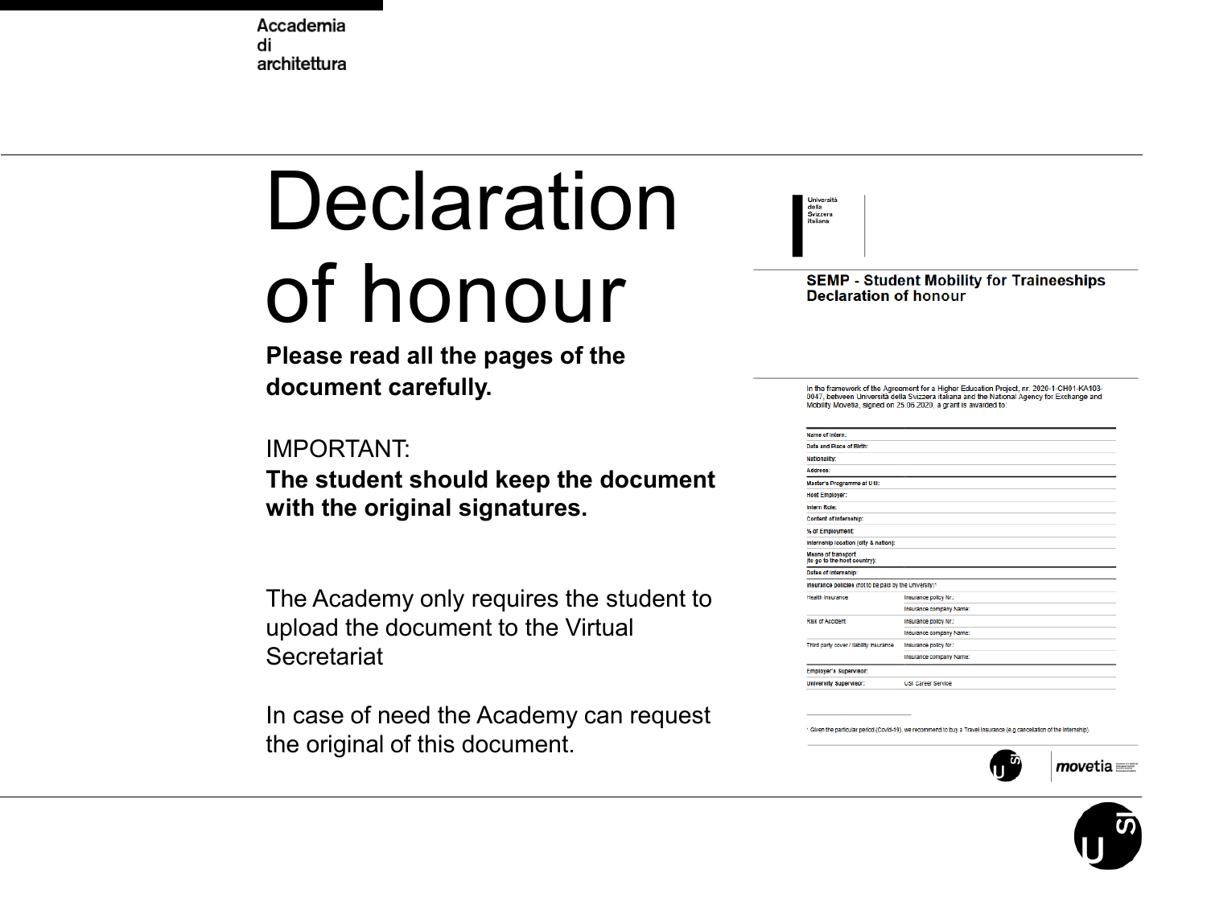Accademia
di
architettura

# Declaration of honour

**Please read all the pages of the document carefully.**

IMPORTANT:
**The student should keep the document with the original signatures.**

The Academy only requires the student to upload the document to the Virtual Secretariat

In case of need the Academy can request the original of this document.

Università della Svizzera italiana

**SEMP - Student Mobility for Traineeships**
**Declaration of honour**

In the framework of the Agreement for a Higher Education Project, nr. 2020-1-CH01-KA103-0047, between Università della Svizzera italiana and the National Agency for Exchange and Mobility Movetia, signed on 25.06.2020, a grant is awarded to:

| | | |
|---|---|---|
| **Name of intern:** | | |
| **Date and Place of Birth:** | | |
| **Nationality:** | | |
| **Address:** | | |
| **Master's Programme at USI:** | | |
| **Host Employer:** | | |
| **Intern Role:** | | |
| **Content of internship:** | | |
| **% of Employment:** | | |
| **Internship location (city & nation):** | | |
| **Means of transport (to go to the host country):** | | |
| **Dates of internship:** | | |
| **Insurance policies** (not to be paid by the University)[1] | | |
| Health insurance | Insurance policy Nr.: | |
| | Insurance company Name: | |
| Risk of Accident | Insurance policy Nr.: | |
| | Insurance company Name: | |
| Third party cover / liability insurance | Insurance policy Nr.: | |
| | Insurance company Name: | |
| **Employer's Supervisor:** | | |
| **University Supervisor:** | USI Career Service | |

[1] Given the particular period (Covid-19), we recommend to buy a Travel Insurance (e.g cancellation of the internship).

movetia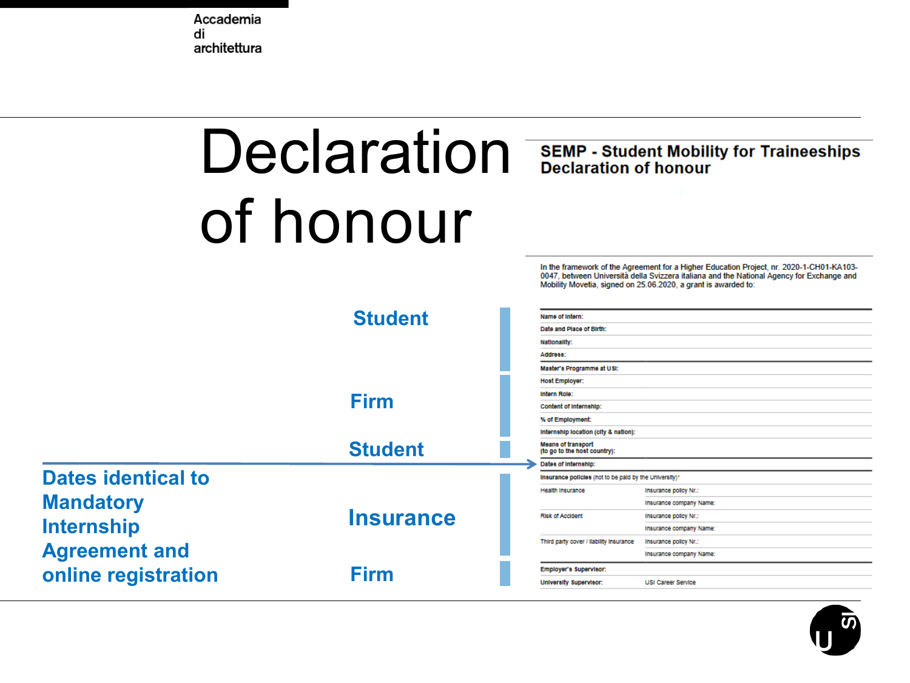# Declaration of honour

## SEMP - Student Mobility for Traineeships Declaration of honour

In the framework of the Agreement for a Higher Education Project, nr. 2020-1-CH01-KA103-0047, between Università della Svizzera italiana and the National Agency for Exchange and Mobility Movetia, signed on 25.06.2020, a grant is awarded to:

| Section | Field | |
|---|---|---|
| **Student** | Name of Intern: | |
| | Date and Place of Birth: | |
| | Nationality: | |
| | Address: | |
| | Master's Programme at USI: | |
| **Firm** | Host Employer: | |
| | Intern Role: | |
| | Content of Internship: | |
| | % of Employment: | |
| | Internship location (city & nation): | |
| **Student** | Means of transport (to go to the host country): | |
| **Dates identical to Mandatory Internship Agreement and online registration** → | Dates of Internship: | |
| **Insurance** | Insurance policies (not to be paid by the University)* | |
| | Health insurance | Insurance policy Nr.: |
| | | Insurance company Name: |
| | Risk of Accident | Insurance policy Nr.: |
| | | Insurance company Name: |
| | Third party cover / liability insurance | Insurance policy Nr.: |
| | | Insurance company Name: |
| **Firm** | Employer's Supervisor: | |
| | University Supervisor: | USI Career Service |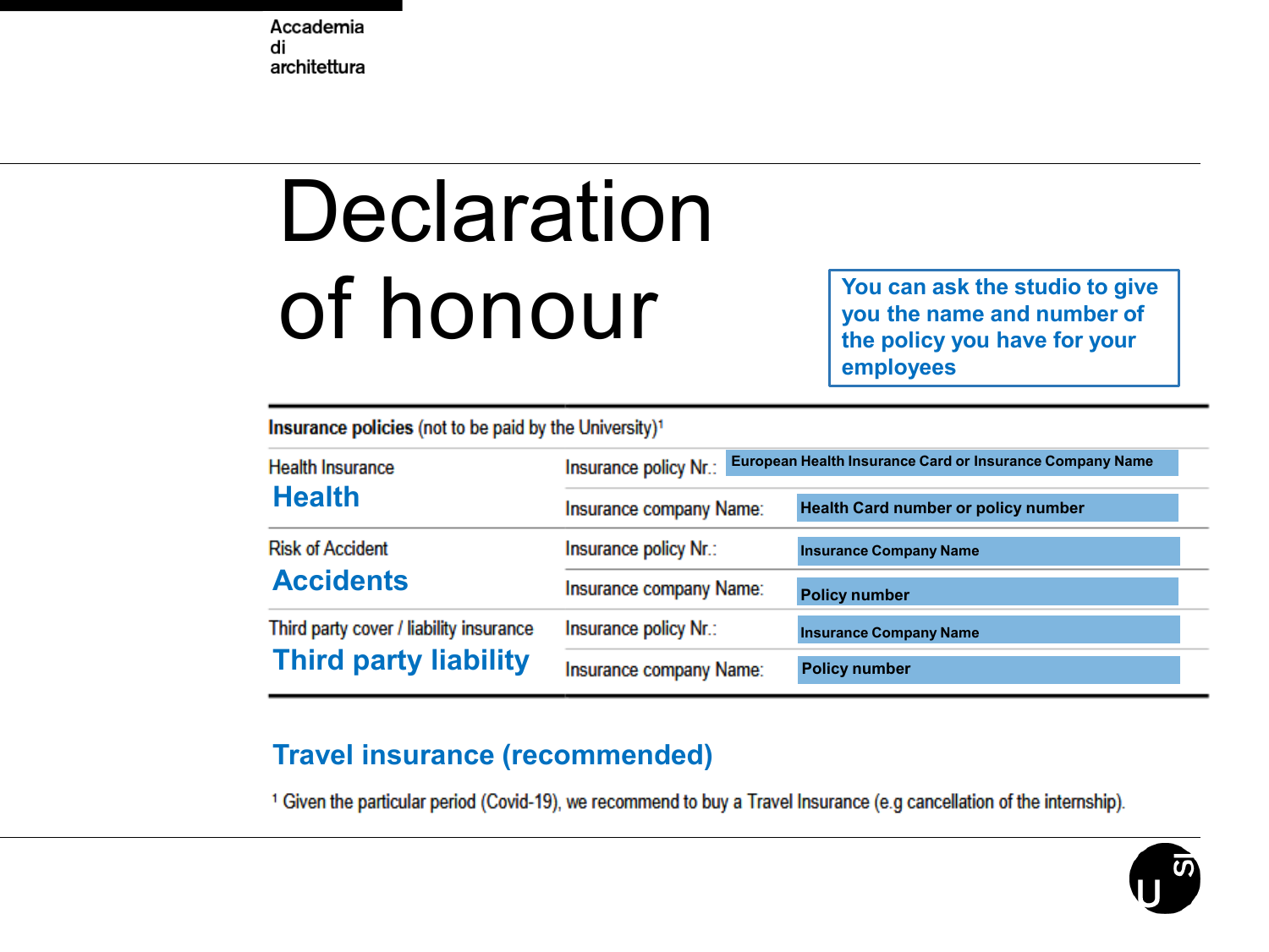Accademia
di
architettura

# Declaration of honour

You can ask the studio to give you the name and number of the policy you have for your employees

| **Insurance policies** (not to be paid by the University)[1] | | |
|---|---|---|
| Health Insurance<br>**Health** | Insurance policy Nr.: | **European Health Insurance Card or Insurance Company Name** |
| | Insurance company Name: | **Health Card number or policy number** |
| Risk of Accident<br>**Accidents** | Insurance policy Nr.: | **Insurance Company Name** |
| | Insurance company Name: | **Policy number** |
| Third party cover / liability insurance<br>**Third party liability** | Insurance policy Nr.: | **Insurance Company Name** |
| | Insurance company Name: | **Policy number** |

**Travel insurance (recommended)**

[1] Given the particular period (Covid-19), we recommend to buy a Travel Insurance (e.g cancellation of the internship).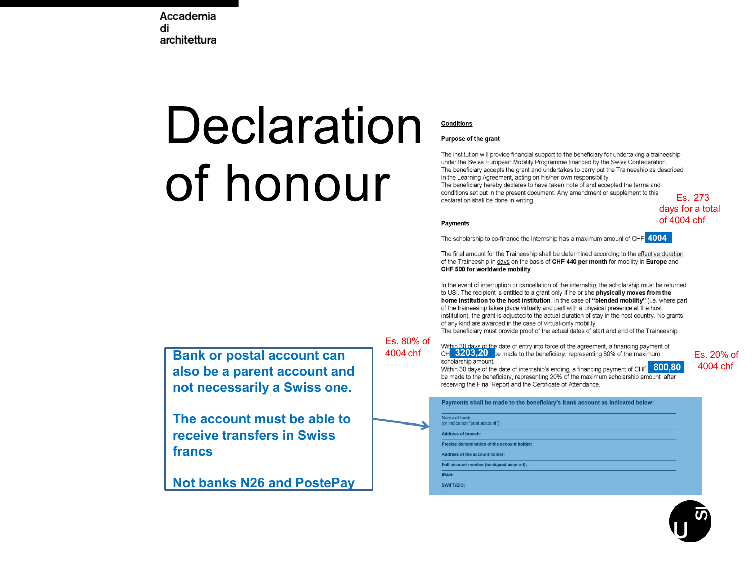# Declaration of honour

**Conditions**

**Purpose of the grant**

The institution will provide financial support to the beneficiary for undertaking a traineeship under the Swiss European Mobility Programme financed by the Swiss Confederation.
The beneficiary accepts the grant and undertakes to carry out the Traineeship as described in the Learning Agreement, acting on his/her own responsibility.
The beneficiary hereby declares to have taken note of and accepted the terms and conditions set out in the present document. Any amendment or supplement to this declaration shall be done in writing.

Es. 273 days for a total of 4004 chf

**Payments**

The scholarship to co-finance the Internship has a maximum amount of CHF **4004**

The final amount for the Traineeship shall be determined according to the effective duration of the Traineeship in days on the basis of **CHF 440 per month** for mobility in **Europe** and **CHF 500 for worldwide mobility**.

In the event of interruption or cancellation of the internship, the scholarship must be returned to USI. The recipient is entitled to a grant only if he or she **physically moves from the home institution to the host institution**. In the case of **"blended mobility"** (i.e. where part of the traineeship takes place virtually and part with a physical presence at the host institution), the grant is adjusted to the actual duration of stay in the host country. No grants of any kind are awarded in the case of virtual-only mobility.
The beneficiary must provide proof of the actual dates of start and end of the Traineeship

Es. 80% of 4004 chf

Within 30 days of the date of entry into force of the agreement, a financing payment of CHF **3203,20** be made to the beneficiary, representing 80% of the maximum scholarship amount.
Within 30 days of the date of internship's ending, a financing payment of CHF **800,80** be made to the beneficiary, representing 20% of the maximum scholarship amount, after receiving the Final Report and the Certificate of Attendance.

Es. 20% of 4004 chf

**Payments shall be made to the beneficiary's bank account as indicated below:**

- Name of bank (or indication "post account"):
- Address of branch:
- Precise denomination of the account holder:
- Address of the account holder:
- Full account number (bank/post account):
- IBAN:
- SWIFT/BIC:

**Bank or postal account can also be a parent account and not necessarily a Swiss one.**

**The account must be able to receive transfers in Swiss francs**

**Not banks N26 and PostePay**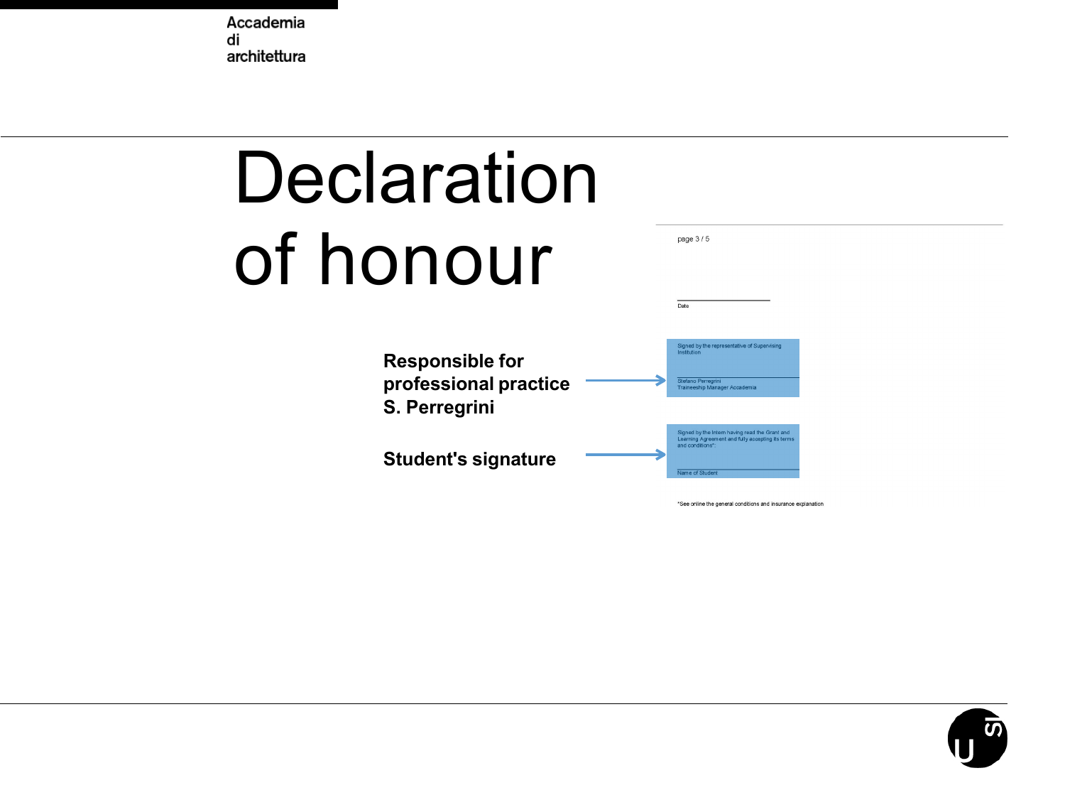# Declaration of honour

**Responsible for professional practice S. Perregrini** →

**Student's signature** →

page 3 / 5

Date

Signed by the representative of Supervising Institution

Stefano Perregrini
Traineeship Manager Accademia

Signed by the Intern having read the Grant and Learning Agreement and fully accepting its terms and conditions*:

Name of Student

*See online the general conditions and insurance explanation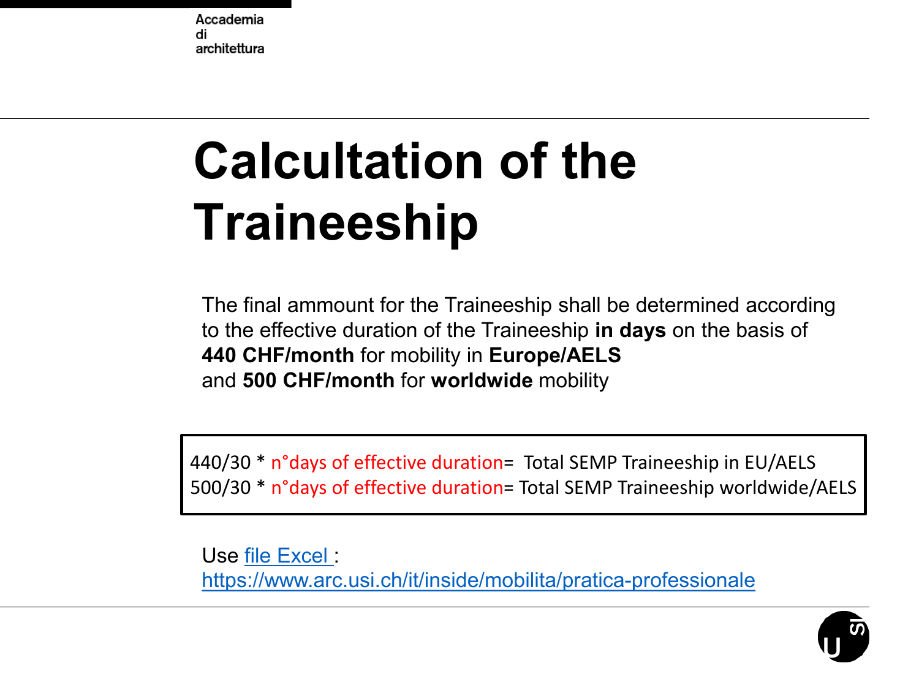# Calcultation of the Traineeship

The final ammount for the Traineeship shall be determined according to the effective duration of the Traineeship **in days** on the basis of **440 CHF/month** for mobility in **Europe/AELS** and **500 CHF/month** for **worldwide** mobility

440/30 * n°days of effective duration= Total SEMP Traineeship in EU/AELS
500/30 * n°days of effective duration= Total SEMP Traineeship worldwide/AELS

Use [file Excel](https://www.arc.usi.ch/it/inside/mobilita/pratica-professionale) :
https://www.arc.usi.ch/it/inside/mobilita/pratica-professionale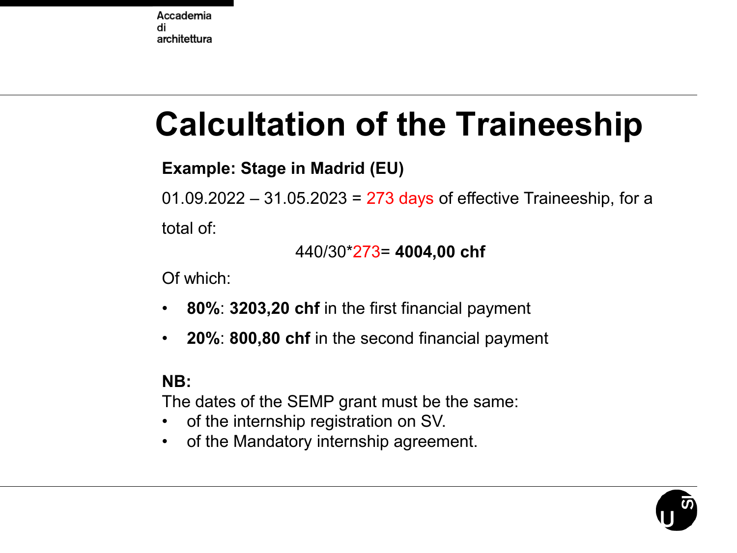# Calcultation of the Traineeship

**Example: Stage in Madrid (EU)**

01.09.2022 – 31.05.2023 = 273 days of effective Traineeship, for a total of:

440/30*273= **4004,00 chf**

Of which:

- **80%**: **3203,20 chf** in the first financial payment
- **20%**: **800,80 chf** in the second financial payment

**NB:**

The dates of the SEMP grant must be the same:

- of the internship registration on SV.
- of the Mandatory internship agreement.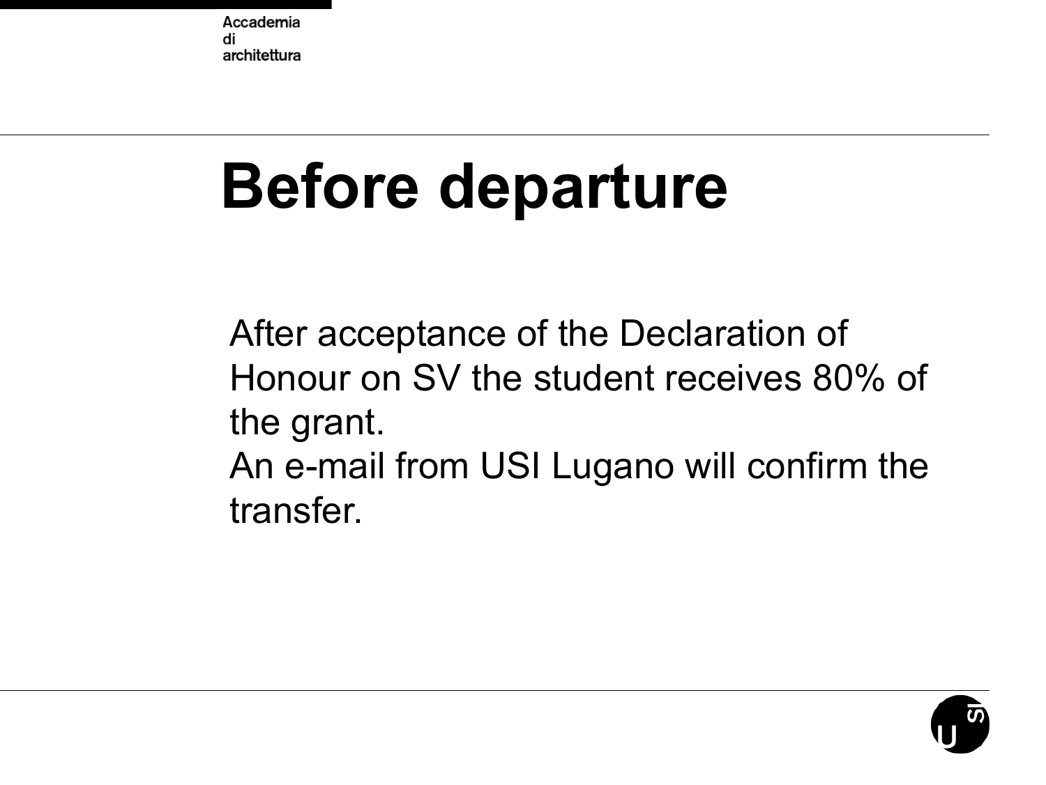# Before departure

After acceptance of the Declaration of Honour on SV the student receives 80% of the grant.
An e-mail from USI Lugano will confirm the transfer.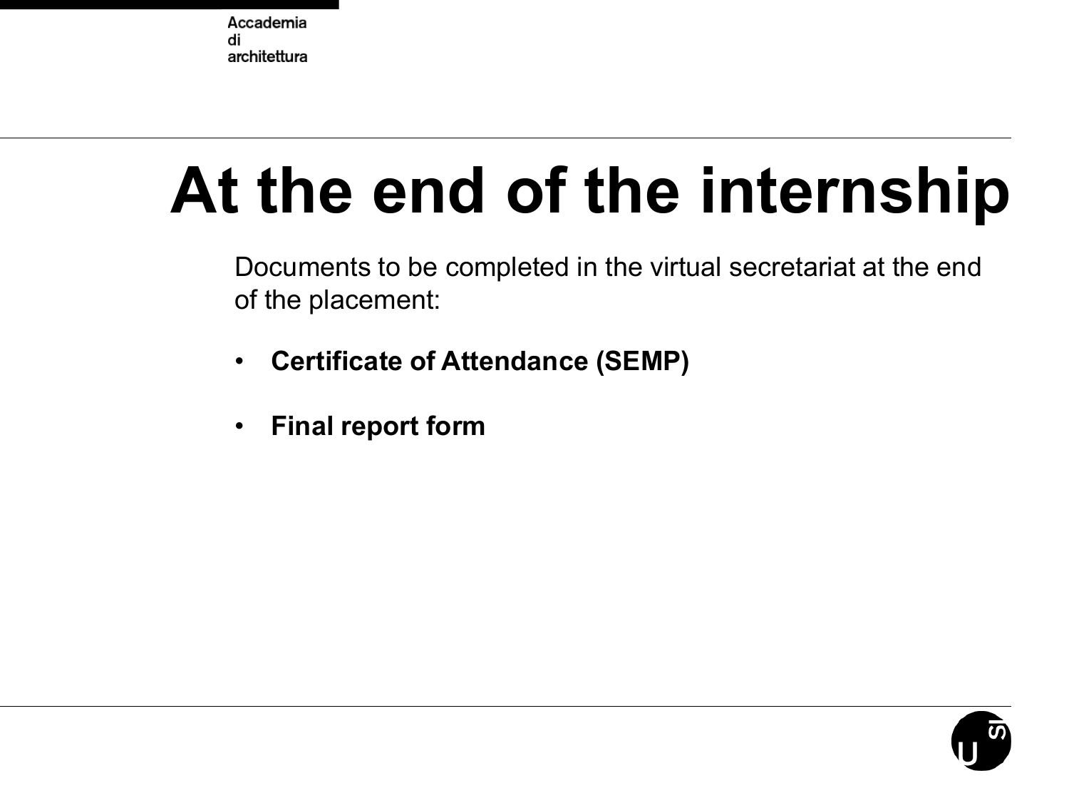# At the end of the internship

Documents to be completed in the virtual secretariat at the end of the placement:

- **Certificate of Attendance (SEMP)**
- **Final report form**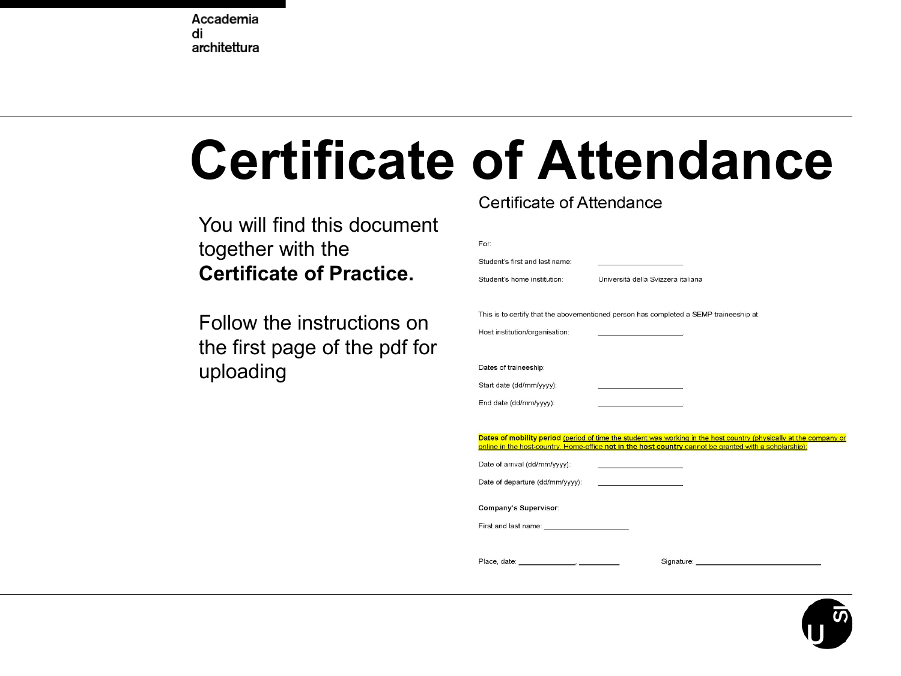Accademia
di
architettura

# Certificate of Attendance

You will find this document together with the **Certificate of Practice.**

Follow the instructions on the first page of the pdf for uploading

## Certificate of Attendance

For:

Student's first and last name: ____________________

Student's home institution: Università della Svizzera italiana

This is to certify that the abovementioned person has completed a SEMP traineeship at:

Host institution/organisation: ____________________.

Dates of traineeship:

Start date (dd/mm/yyyy): ____________________

End date (dd/mm/yyyy): ____________________.

**Dates of mobility period** (period of time the student was working in the host country (physically at the company or online in the host-country. Home-office **not in the host country** cannot be granted with a scholarship):

Date of arrival (dd/mm/yyyy): ____________________

Date of departure (dd/mm/yyyy): ____________________

**Company's Supervisor**:

First and last name: ____________________

Place, date: _____________, _________ Signature: ____________________________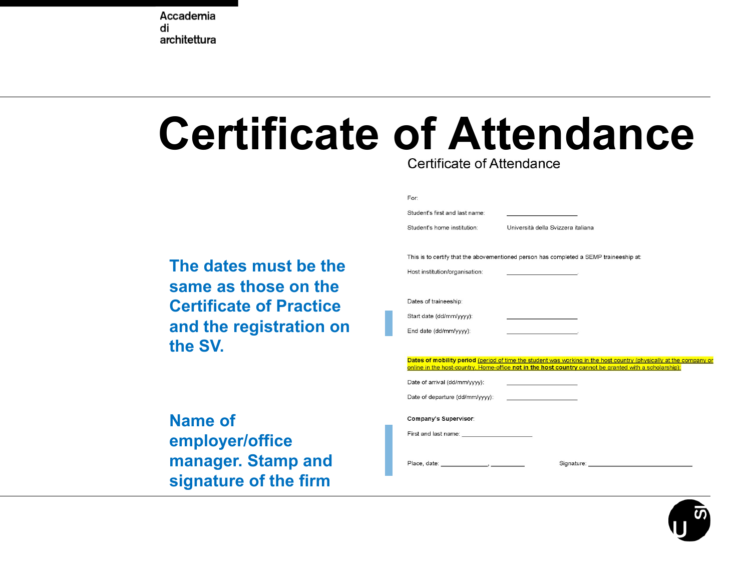# Certificate of Attendance

Certificate of Attendance

For:

Student's first and last name: ___________________

Student's home institution: Università della Svizzera italiana

This is to certify that the abovementioned person has completed a SEMP traineeship at:

Host institution/organisation: ___________________.

Dates of traineeship:

Start date (dd/mm/yyyy): ___________________

End date (dd/mm/yyyy): ___________________.

**The dates must be the same as those on the Certificate of Practice and the registration on the SV.**

**Dates of mobility period** (period of time the student was working in the host country (physically at the company or online in the host-country. Home-office **not in the host country** cannot be granted with a scholarship):

Date of arrival (dd/mm/yyyy): ___________________

Date of departure (dd/mm/yyyy): ___________________

**Company's Supervisor**:

First and last name: ___________________

Place, date: _____________, _________ Signature: ___________________________

**Name of employer/office manager. Stamp and signature of the firm**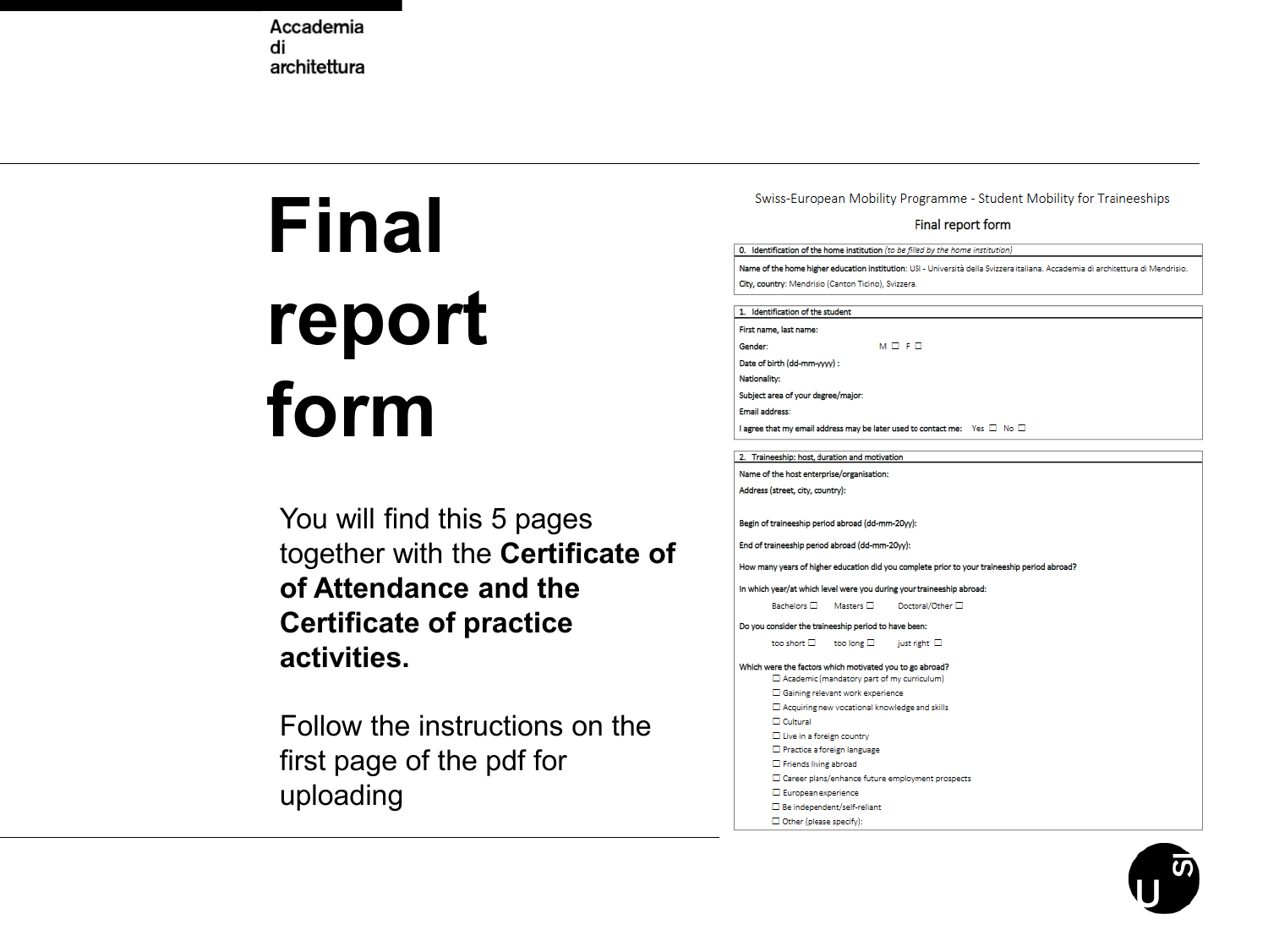Accademia
di
architettura

# Final report form

You will find this 5 pages together with the **Certificate of of Attendance and the Certificate of practice activities.**

Follow the instructions on the first page of the pdf for uploading

Swiss-European Mobility Programme - Student Mobility for Traineeships

Final report form

0. Identification of the home institution *(to be filled by the home institution)*

Name of the home higher education institution: USI - Università della Svizzera italiana. Accademia di architettura di Mendrisio.
City, country: Mendrisio (Canton Ticino), Svizzera.

1. Identification of the student

First name, last name:
Gender: M ☐ F ☐
Date of birth (dd-mm-yyyy) :
Nationality:
Subject area of your degree/major:
Email address:
I agree that my email address may be later used to contact me: Yes ☐ No ☐

2. Traineeship: host, duration and motivation

Name of the host enterprise/organisation:
Address (street, city, country):

Begin of traineeship period abroad (dd-mm-20yy):
End of traineeship period abroad (dd-mm-20yy):
How many years of higher education did you complete prior to your traineeship period abroad?
In which year/at which level were you during your traineeship abroad:
Bachelors ☐ Masters ☐ Doctoral/Other ☐
Do you consider the traineeship period to have been:
too short ☐ too long ☐ just right ☐
Which were the factors which motivated you to go abroad?
- ☐ Academic (mandatory part of my curriculum)
- ☐ Gaining relevant work experience
- ☐ Acquiring new vocational knowledge and skills
- ☐ Cultural
- ☐ Live in a foreign country
- ☐ Practice a foreign language
- ☐ Friends living abroad
- ☐ Career plans/enhance future employment prospects
- ☐ European experience
- ☐ Be independent/self-reliant
- ☐ Other (please specify):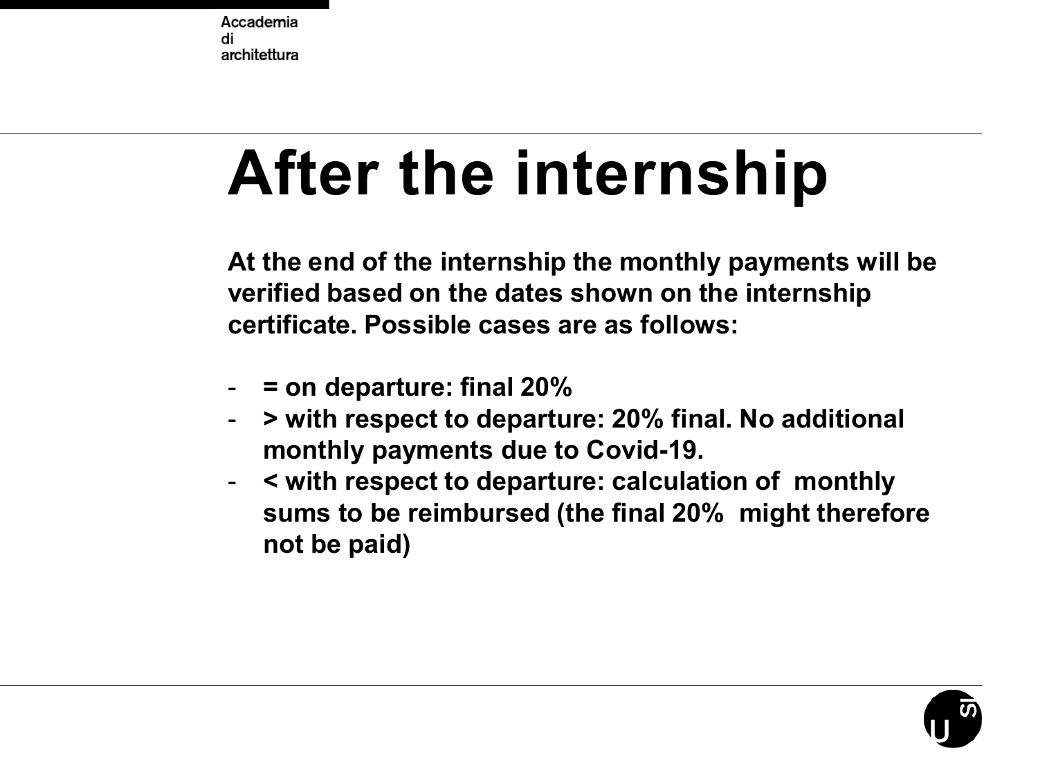# After the internship

**At the end of the internship the monthly payments will be verified based on the dates shown on the internship certificate. Possible cases are as follows:**

- **= on departure: final 20%**
- **> with respect to departure: 20% final. No additional monthly payments due to Covid-19.**
- **< with respect to departure: calculation of monthly sums to be reimbursed (the final 20% might therefore not be paid)**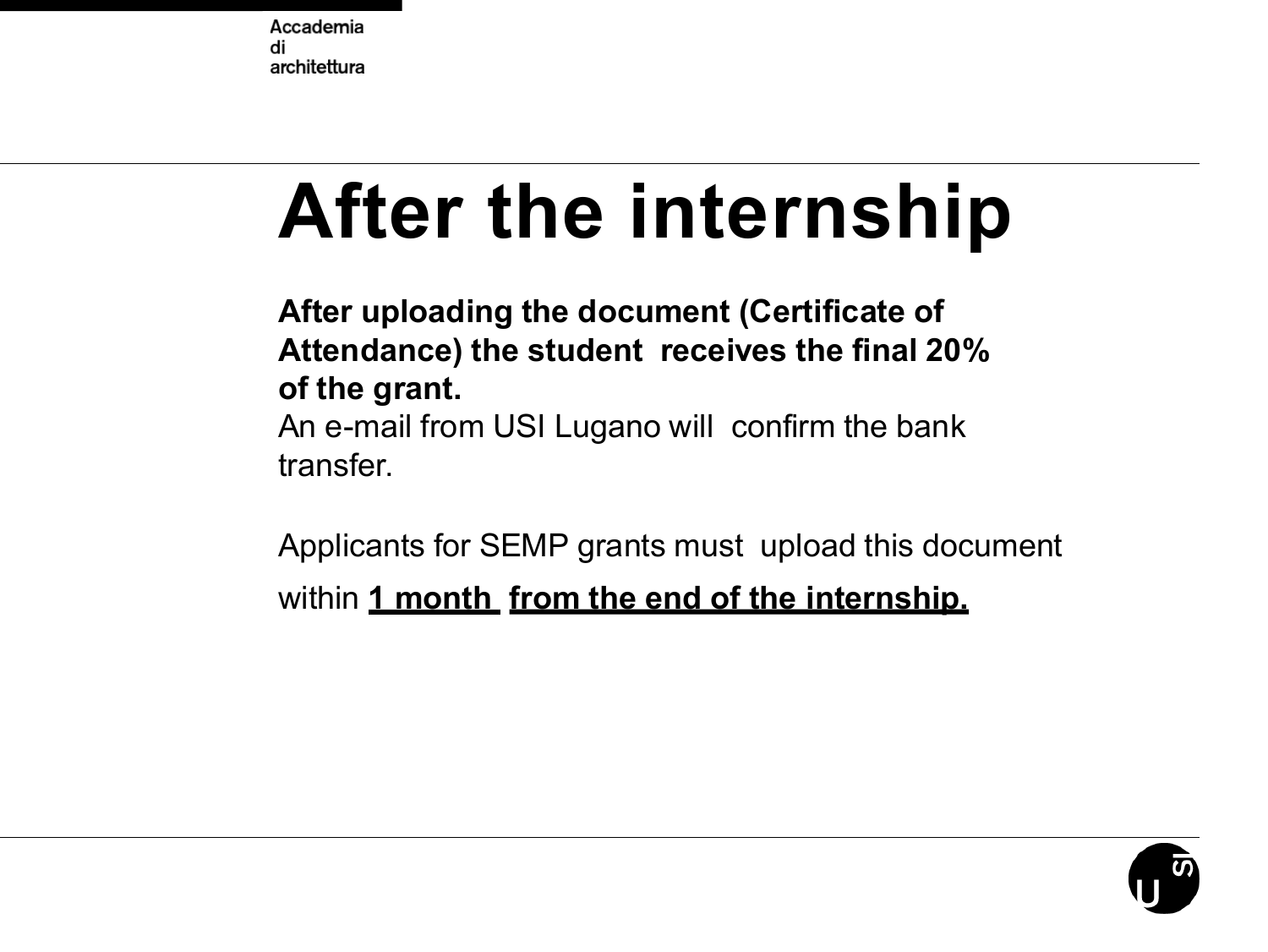# After the internship

**After uploading the document (Certificate of Attendance) the student receives the final 20% of the grant.**
An e-mail from USI Lugano will confirm the bank transfer.

Applicants for SEMP grants must upload this document within **1 month from the end of the internship.**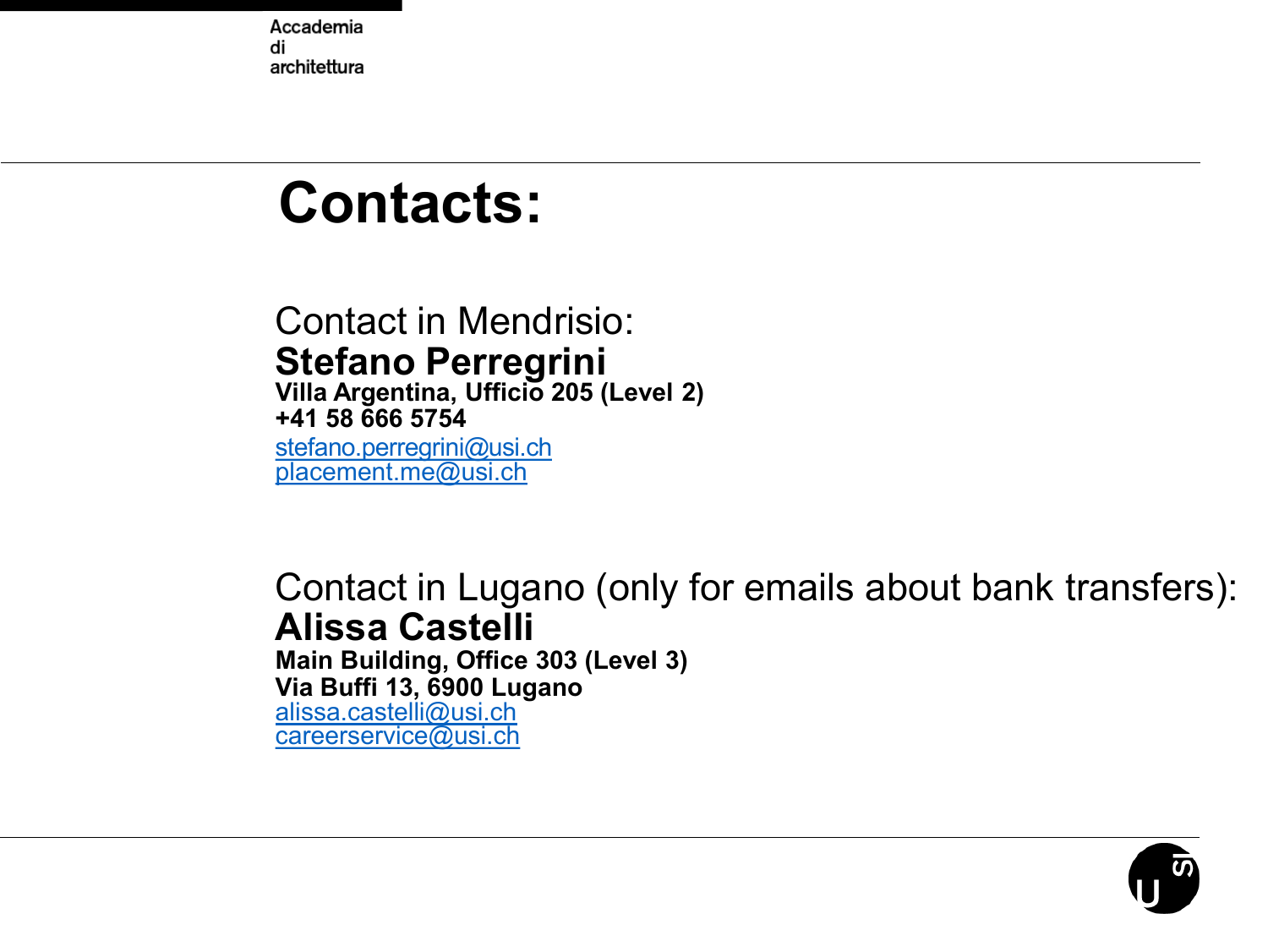# Contacts:

Contact in Mendrisio:

**Stefano Perregrini**
**Villa Argentina, Ufficio 205 (Level 2)**
**+41 58 666 5754**
stefano.perregrini@usi.ch
placement.me@usi.ch

Contact in Lugano (only for emails about bank transfers):

**Alissa Castelli**
**Main Building, Office 303 (Level 3)**
**Via Buffi 13, 6900 Lugano**
alissa.castelli@usi.ch
careerservice@usi.ch